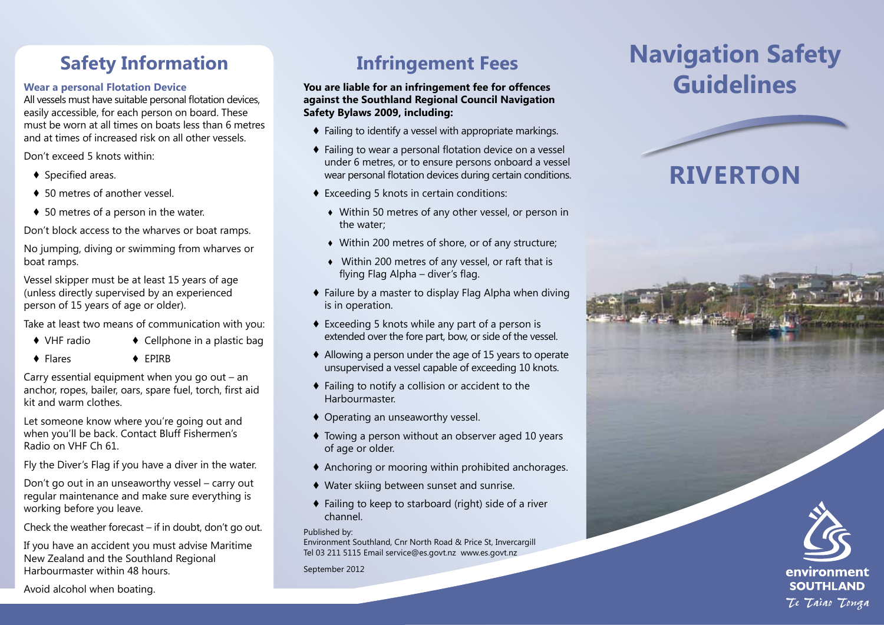## Safety Information

### Wear a personal Flotation Device

All vessels must have suitable personal flotation devices, easily accessible, for each person on board. These must be worn at all times on boats less than 6 metres and at times of increased risk on all other vessels.

Don't exceed 5 knots within:

- Specified areas.
- 50 metres of another vessel.
- 50 metres of a person in the water.

Don't block access to the wharves or boat ramps.

No jumping, diving or swimming from wharves or boat ramps.

Vessel skipper must be at least 15 years of age (unless directly supervised by an experienced person of 15 years of age or older).

Take at least two means of communication with you:

- VHF radio
- Cellphone in a plastic bag
- Flares
- EPIRB

Carry essential equipment when you go out – an anchor, ropes, bailer, oars, spare fuel, torch, first aid kit and warm clothes.

Let someone know where you're going out and when you'll be back. Contact Bluff Fishermen's Radio on VHF Ch 61.

Fly the Diver's Flag if you have a diver in the water.

Don't go out in an unseaworthy vessel – carry out regular maintenance and make sure everything is working before you leave.

Check the weather forecast – if in doubt, don't go out.

If you have an accident you must advise Maritime New Zealand and the Southland Regional Harbourmaster within 48 hours.

Avoid alcohol when boating.

## Infringement Fees

**You are liable for an infringement fee for offences against the Southland Regional Council Navigation Safety Bylaws 2009, including:**

- Failing to identify a vessel with appropriate markings.
- Failing to wear a personal flotation device on a vessel under 6 metres, or to ensure persons onboard a vessel wear personal flotation devices during certain conditions.
- Exceeding 5 knots in certain conditions:
  - Within 50 metres of any other vessel, or person in the water;
  - Within 200 metres of shore, or of any structure;
  - Within 200 metres of any vessel, or raft that is flying Flag Alpha – diver's flag.
- Failure by a master to display Flag Alpha when diving is in operation.
- Exceeding 5 knots while any part of a person is extended over the fore part, bow, or side of the vessel.
- Allowing a person under the age of 15 years to operate unsupervised a vessel capable of exceeding 10 knots.
- Failing to notify a collision or accident to the Harbourmaster.
- Operating an unseaworthy vessel.
- Towing a person without an observer aged 10 years of age or older.
- Anchoring or mooring within prohibited anchorages.
- Water skiing between sunset and sunrise.
- Failing to keep to starboard (right) side of a river channel.

Published by:
Environment Southland, Cnr North Road & Price St, Invercargill
Tel 03 211 5115 Email service@es.govt.nz www.es.govt.nz

September 2012

# Navigation Safety Guidelines

## RIVERTON

environment SOUTHLAND
Te Taiao Tonga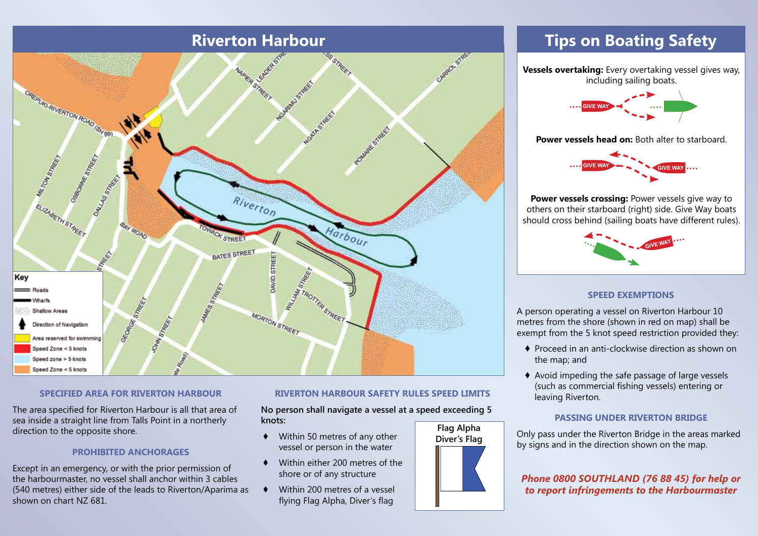## Riverton Harbour

OREPUKI-RIVERTON ROAD (SH 99)
NAPIER STREET
LEADER STREET
SS STREET
CARROL STREET
NGARIMU STREET
NGATA STREET
POMARE STREET
MILTON STREET
OSBORNE STREET
DALLAS STREET
ELIZABETH STREET
BAY ROAD
TOWACK STREET
BATES STREET
DAVID STREET
WILLIAM STREET
TROTTER STREET
MORTON STREET
GEORGE STREET
JOHN STREET
JAMES STREET
Riverton Harbour

**Key**

- Roads
- Wharfs
- Shallow Areas
- Direction of Navigation
- Area reserved for swimming
- Speed Zone < 5 knots
- Speed zone > 5 knots
- Speed Zone < 5 knots

### SPECIFIED AREA FOR RIVERTON HARBOUR

The area specified for Riverton Harbour is all that area of sea inside a straight line from Talls Point in a northerly direction to the opposite shore.

### PROHIBITED ANCHORAGES

Except in an emergency, or with the prior permission of the harbourmaster, no vessel shall anchor within 3 cables (540 metres) either side of the leads to Riverton/Aparima as shown on chart NZ 681.

### RIVERTON HARBOUR SAFETY RULES SPEED LIMITS

**No person shall navigate a vessel at a speed exceeding 5 knots:**

- Within 50 metres of any other vessel or person in the water
- Within either 200 metres of the shore or of any structure
- Within 200 metres of a vessel flying Flag Alpha, Diver's flag

Flag Alpha
Diver's Flag

## Tips on Boating Safety

**Vessels overtaking:** Every overtaking vessel gives way, including sailing boats.

GIVE WAY

**Power vessels head on:** Both alter to starboard.

GIVE WAY
GIVE WAY

**Power vessels crossing:** Power vessels give way to others on their starboard (right) side. Give Way boats should cross behind (sailing boats have different rules).

GIVE WAY

### SPEED EXEMPTIONS

A person operating a vessel on Riverton Harbour 10 metres from the shore (shown in red on map) shall be exempt from the 5 knot speed restriction provided they:

- Proceed in an anti-clockwise direction as shown on the map; and
- Avoid impeding the safe passage of large vessels (such as commercial fishing vessels) entering or leaving Riverton.

### PASSING UNDER RIVERTON BRIDGE

Only pass under the Riverton Bridge in the areas marked by signs and in the direction shown on the map.

***Phone 0800 SOUTHLAND (76 88 45) for help or to report infringements to the Harbourmaster***